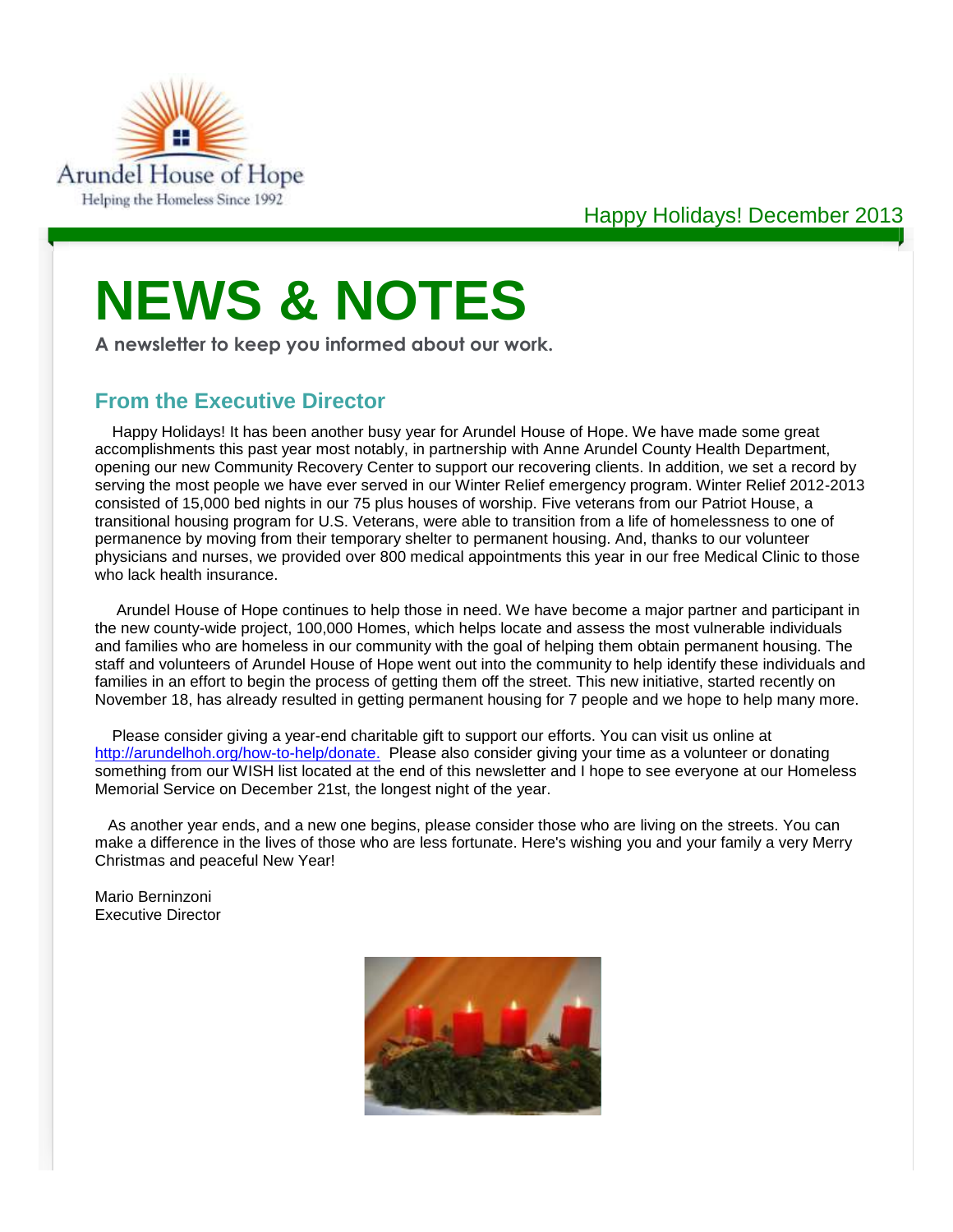Arundel House of Hope

Helping the Homeless Since 1992

Happy Holidays! December 2013

# NEWS & NOTES

**A newsletter to keep you informed about our work.**

## From the Executive Director

Happy Holidays! It has been another busy year for Arundel House of Hope. We have made some great accomplishments this past year most notably, in partnership with Anne Arundel County Health Department, opening our new Community Recovery Center to support our recovering clients. In addition, we set a record by serving the most people we have ever served in our Winter Relief emergency program. Winter Relief 2012-2013 consisted of 15,000 bed nights in our 75 plus houses of worship. Five veterans from our Patriot House, a transitional housing program for U.S. Veterans, were able to transition from a life of homelessness to one of permanence by moving from their temporary shelter to permanent housing. And, thanks to our volunteer physicians and nurses, we provided over 800 medical appointments this year in our free Medical Clinic to those who lack health insurance.

Arundel House of Hope continues to help those in need. We have become a major partner and participant in the new county-wide project, 100,000 Homes, which helps locate and assess the most vulnerable individuals and families who are homeless in our community with the goal of helping them obtain permanent housing. The staff and volunteers of Arundel House of Hope went out into the community to help identify these individuals and families in an effort to begin the process of getting them off the street. This new initiative, started recently on November 18, has already resulted in getting permanent housing for 7 people and we hope to help many more.

Please consider giving a year-end charitable gift to support our efforts. You can visit us online at http://arundelhoh.org/how-to-help/donate. Please also consider giving your time as a volunteer or donating something from our WISH list located at the end of this newsletter and I hope to see everyone at our Homeless Memorial Service on December 21st, the longest night of the year.

As another year ends, and a new one begins, please consider those who are living on the streets. You can make a difference in the lives of those who are less fortunate. Here's wishing you and your family a very Merry Christmas and peaceful New Year!

Mario Berninzoni
Executive Director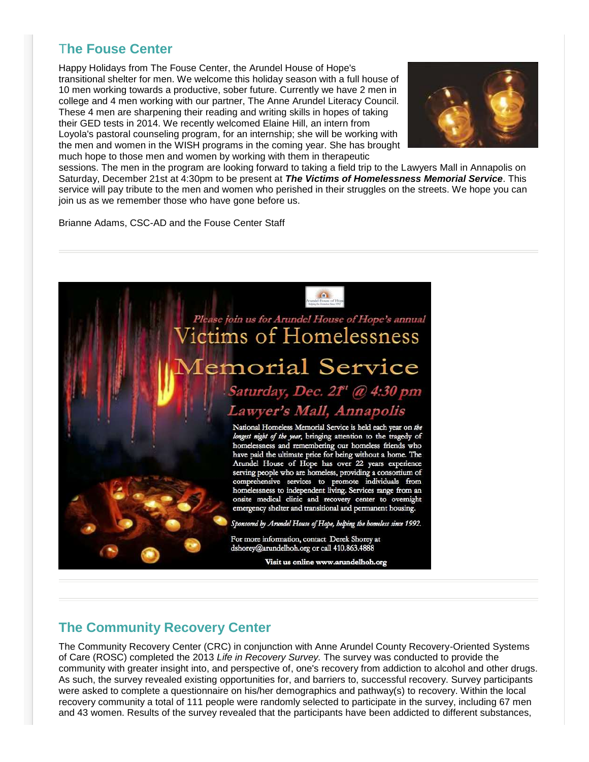## The Fouse Center

Happy Holidays from The Fouse Center, the Arundel House of Hope's transitional shelter for men. We welcome this holiday season with a full house of 10 men working towards a productive, sober future. Currently we have 2 men in college and 4 men working with our partner, The Anne Arundel Literacy Council. These 4 men are sharpening their reading and writing skills in hopes of taking their GED tests in 2014. We recently welcomed Elaine Hill, an intern from Loyola's pastoral counseling program, for an internship; she will be working with the men and women in the WISH programs in the coming year. She has brought much hope to those men and women by working with them in therapeutic sessions. The men in the program are looking forward to taking a field trip to the Lawyers Mall in Annapolis on Saturday, December 21st at 4:30pm to be present at ***The Victims of Homelessness Memorial Service***. This service will pay tribute to the men and women who perished in their struggles on the streets. We hope you can join us as we remember those who have gone before us.

Brianne Adams, CSC-AD and the Fouse Center Staff

---

*Please join us for Arundel House of Hope's annual*

# Victims of Homelessness Memorial Service

*Saturday, Dec. 21st @ 4:30 pm*

*Lawyer's Mall, Annapolis*

National Homeless Memorial Service is held each year on *the longest night of the year*, bringing attention to the tragedy of homelessness and remembering our homeless friends who have paid the ultimate price for being without a home. The Arundel House of Hope has over 22 years experience serving people who are homeless, providing a consortium of comprehensive services to promote individuals from homelessness to independent living. Services range from an onsite medical clinic and recovery center to overnight emergency shelter and transitional and permanent housing.

*Sponsored by Arundel House of Hope, helping the homeless since 1992.*

For more information, contact Derek Shorey at dshorey@arundelhoh.org or call 410.863.4888

**Visit us online www.arundelhoh.org**

---

## The Community Recovery Center

The Community Recovery Center (CRC) in conjunction with Anne Arundel County Recovery-Oriented Systems of Care (ROSC) completed the 2013 *Life in Recovery Survey.* The survey was conducted to provide the community with greater insight into, and perspective of, one's recovery from addiction to alcohol and other drugs. As such, the survey revealed existing opportunities for, and barriers to, successful recovery. Survey participants were asked to complete a questionnaire on his/her demographics and pathway(s) to recovery. Within the local recovery community a total of 111 people were randomly selected to participate in the survey, including 67 men and 43 women. Results of the survey revealed that the participants have been addicted to different substances,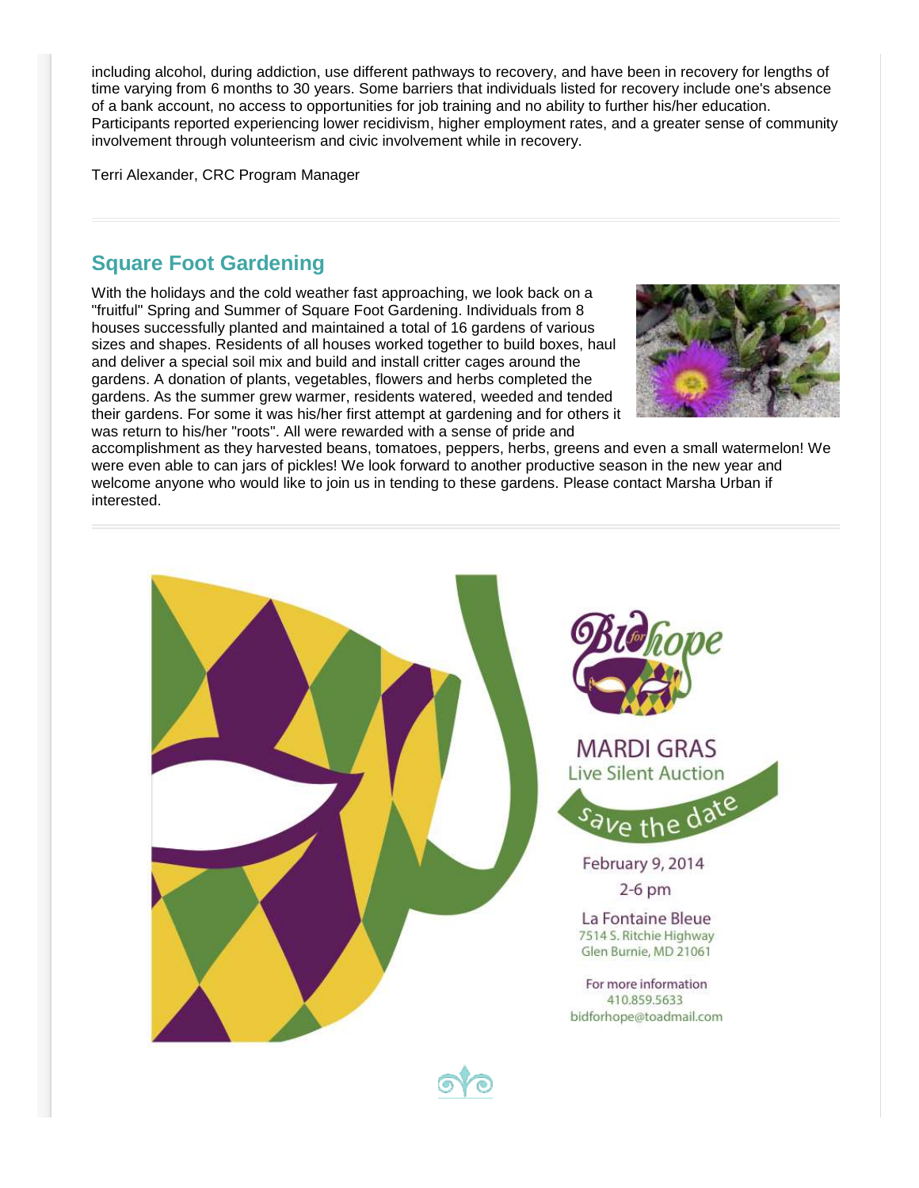including alcohol, during addiction, use different pathways to recovery, and have been in recovery for lengths of time varying from 6 months to 30 years. Some barriers that individuals listed for recovery include one's absence of a bank account, no access to opportunities for job training and no ability to further his/her education. Participants reported experiencing lower recidivism, higher employment rates, and a greater sense of community involvement through volunteerism and civic involvement while in recovery.

Terri Alexander, CRC Program Manager

## Square Foot Gardening

With the holidays and the cold weather fast approaching, we look back on a "fruitful" Spring and Summer of Square Foot Gardening. Individuals from 8 houses successfully planted and maintained a total of 16 gardens of various sizes and shapes. Residents of all houses worked together to build boxes, haul and deliver a special soil mix and build and install critter cages around the gardens. A donation of plants, vegetables, flowers and herbs completed the gardens. As the summer grew warmer, residents watered, weeded and tended their gardens. For some it was his/her first attempt at gardening and for others it was return to his/her "roots". All were rewarded with a sense of pride and accomplishment as they harvested beans, tomatoes, peppers, herbs, greens and even a small watermelon! We were even able to can jars of pickles! We look forward to another productive season in the new year and welcome anyone who would like to join us in tending to these gardens. Please contact Marsha Urban if interested.

Bid for hope

MARDI GRAS
Live Silent Auction

save the date

February 9, 2014
2-6 pm

La Fontaine Bleue
7514 S. Ritchie Highway
Glen Burnie, MD 21061

For more information
410.859.5633
bidforhope@toadmail.com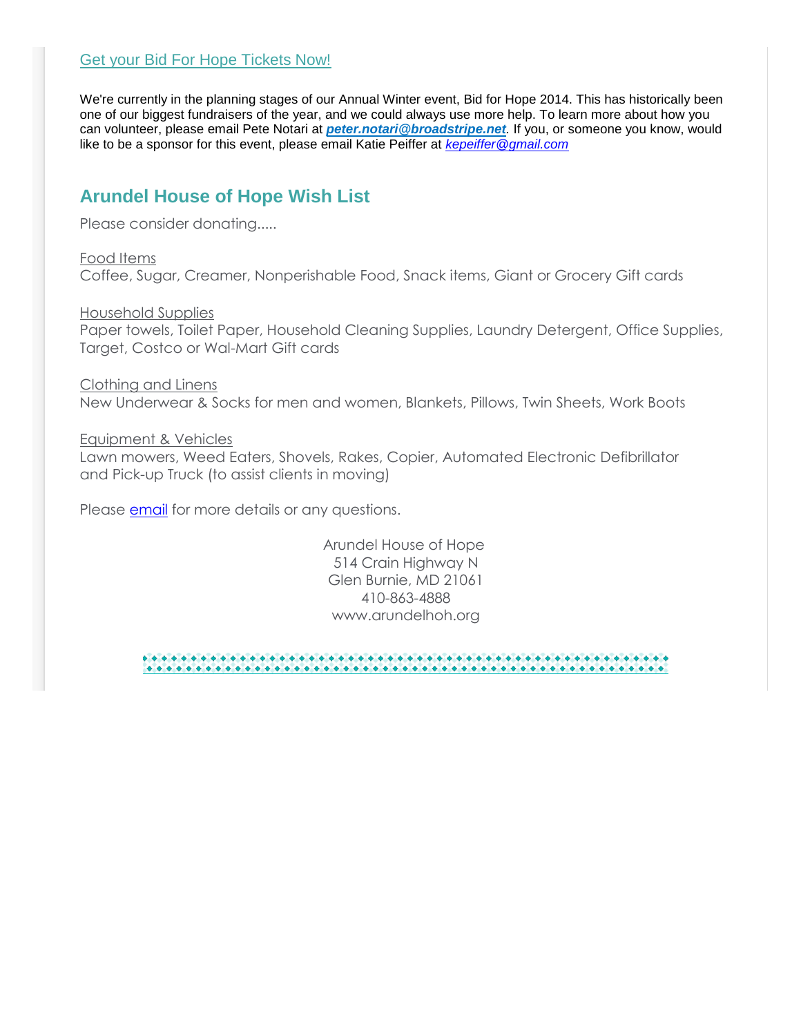Get your Bid For Hope Tickets Now!

We're currently in the planning stages of our Annual Winter event, Bid for Hope 2014. This has historically been one of our biggest fundraisers of the year, and we could always use more help. To learn more about how you can volunteer, please email Pete Notari at ***peter.notari@broadstripe.net***. If you, or someone you know, would like to be a sponsor for this event, please email Katie Peiffer at *kepeiffer@gmail.com*

## Arundel House of Hope Wish List

Please consider donating.....

Food Items
Coffee, Sugar, Creamer, Nonperishable Food, Snack items, Giant or Grocery Gift cards

Household Supplies
Paper towels, Toilet Paper, Household Cleaning Supplies, Laundry Detergent, Office Supplies, Target, Costco or Wal-Mart Gift cards

Clothing and Linens
New Underwear & Socks for men and women, Blankets, Pillows, Twin Sheets, Work Boots

Equipment & Vehicles
Lawn mowers, Weed Eaters, Shovels, Rakes, Copier, Automated Electronic Defibrillator and Pick-up Truck (to assist clients in moving)

Please email for more details or any questions.

Arundel House of Hope
514 Crain Highway N
Glen Burnie, MD 21061
410-863-4888
www.arundelhoh.org